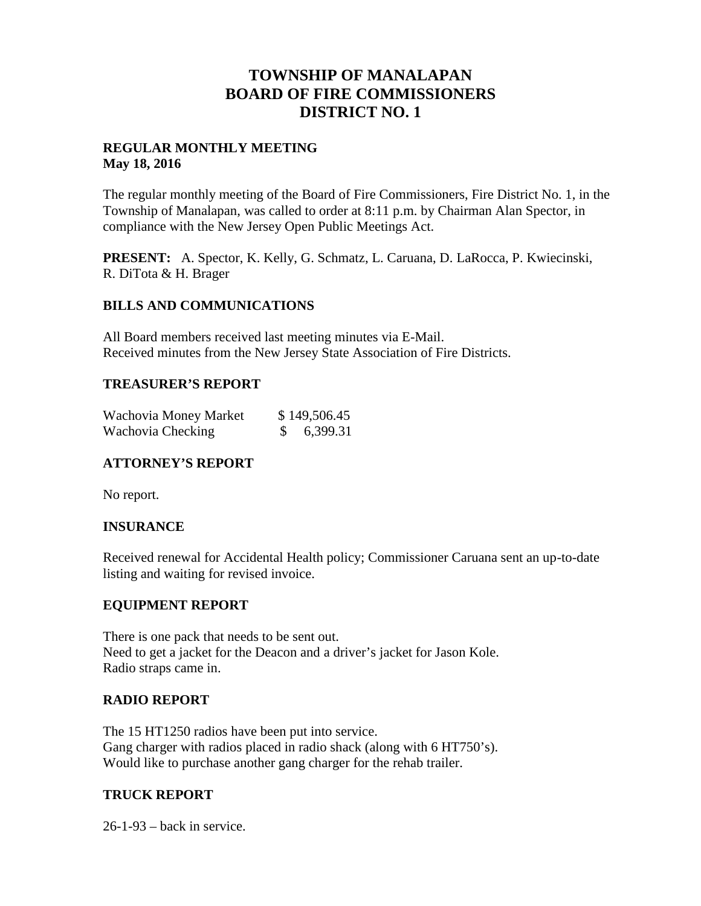# TOWNSHIP OF MANALAPAN
# BOARD OF FIRE COMMISSIONERS
# DISTRICT NO. 1

**REGULAR MONTHLY MEETING**
**May 18, 2016**

The regular monthly meeting of the Board of Fire Commissioners, Fire District No. 1, in the Township of Manalapan, was called to order at 8:11 p.m. by Chairman Alan Spector, in compliance with the New Jersey Open Public Meetings Act.

**PRESENT:** A. Spector, K. Kelly, G. Schmatz, L. Caruana, D. LaRocca, P. Kwiecinski, R. DiTota & H. Brager

## BILLS AND COMMUNICATIONS

All Board members received last meeting minutes via E-Mail.
Received minutes from the New Jersey State Association of Fire Districts.

## TREASURER'S REPORT

| | |
|---|---|
| Wachovia Money Market | $ 149,506.45 |
| Wachovia Checking | $ 6,399.31 |

## ATTORNEY'S REPORT

No report.

## INSURANCE

Received renewal for Accidental Health policy; Commissioner Caruana sent an up-to-date listing and waiting for revised invoice.

## EQUIPMENT REPORT

There is one pack that needs to be sent out.
Need to get a jacket for the Deacon and a driver's jacket for Jason Kole.
Radio straps came in.

## RADIO REPORT

The 15 HT1250 radios have been put into service.
Gang charger with radios placed in radio shack (along with 6 HT750's).
Would like to purchase another gang charger for the rehab trailer.

## TRUCK REPORT

26-1-93 – back in service.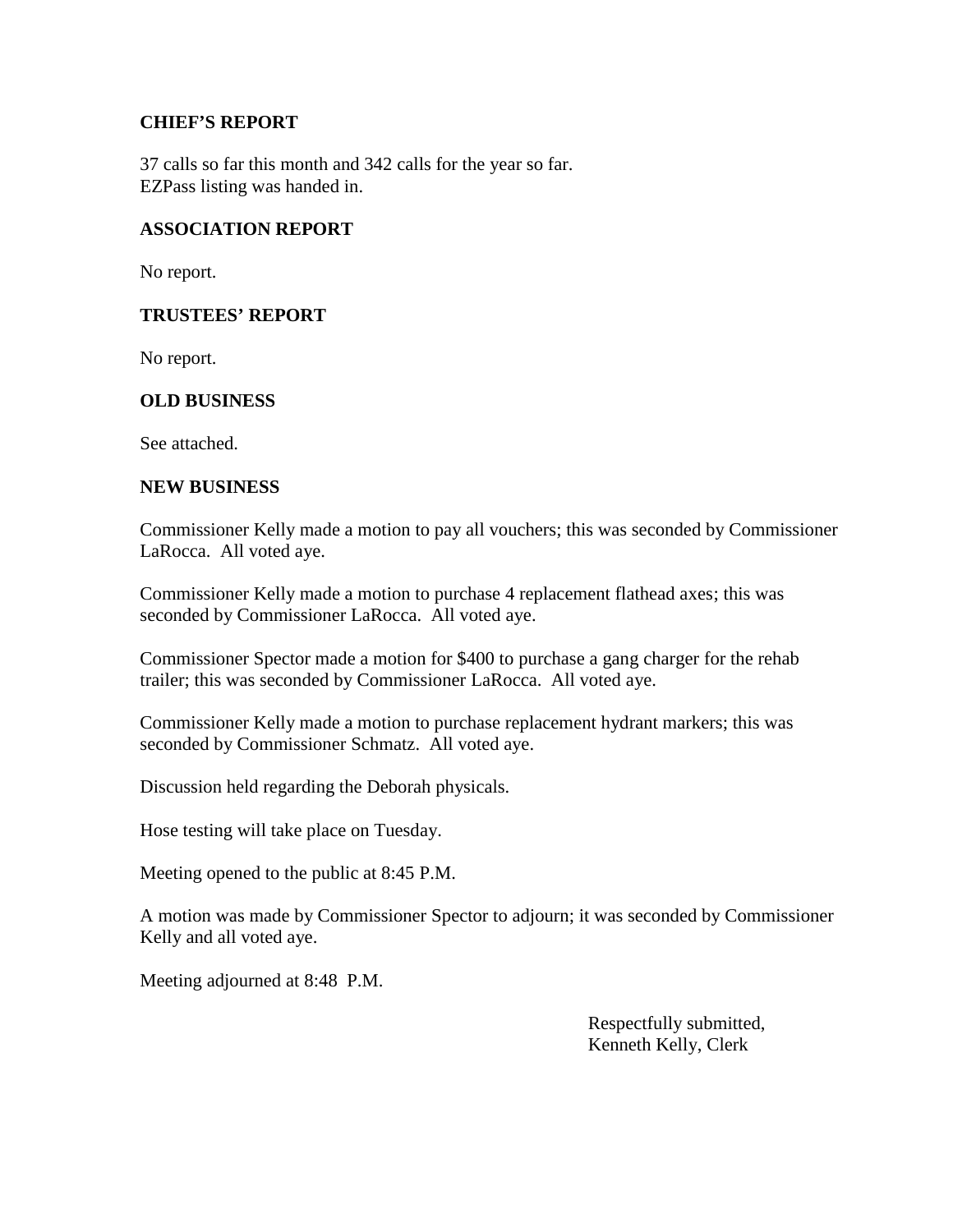## CHIEF'S REPORT

37 calls so far this month and 342 calls for the year so far.
EZPass listing was handed in.

## ASSOCIATION REPORT

No report.

## TRUSTEES' REPORT

No report.

## OLD BUSINESS

See attached.

## NEW BUSINESS

Commissioner Kelly made a motion to pay all vouchers; this was seconded by Commissioner LaRocca. All voted aye.

Commissioner Kelly made a motion to purchase 4 replacement flathead axes; this was seconded by Commissioner LaRocca. All voted aye.

Commissioner Spector made a motion for $400 to purchase a gang charger for the rehab trailer; this was seconded by Commissioner LaRocca. All voted aye.

Commissioner Kelly made a motion to purchase replacement hydrant markers; this was seconded by Commissioner Schmatz. All voted aye.

Discussion held regarding the Deborah physicals.

Hose testing will take place on Tuesday.

Meeting opened to the public at 8:45 P.M.

A motion was made by Commissioner Spector to adjourn; it was seconded by Commissioner Kelly and all voted aye.

Meeting adjourned at 8:48 P.M.

Respectfully submitted,
Kenneth Kelly, Clerk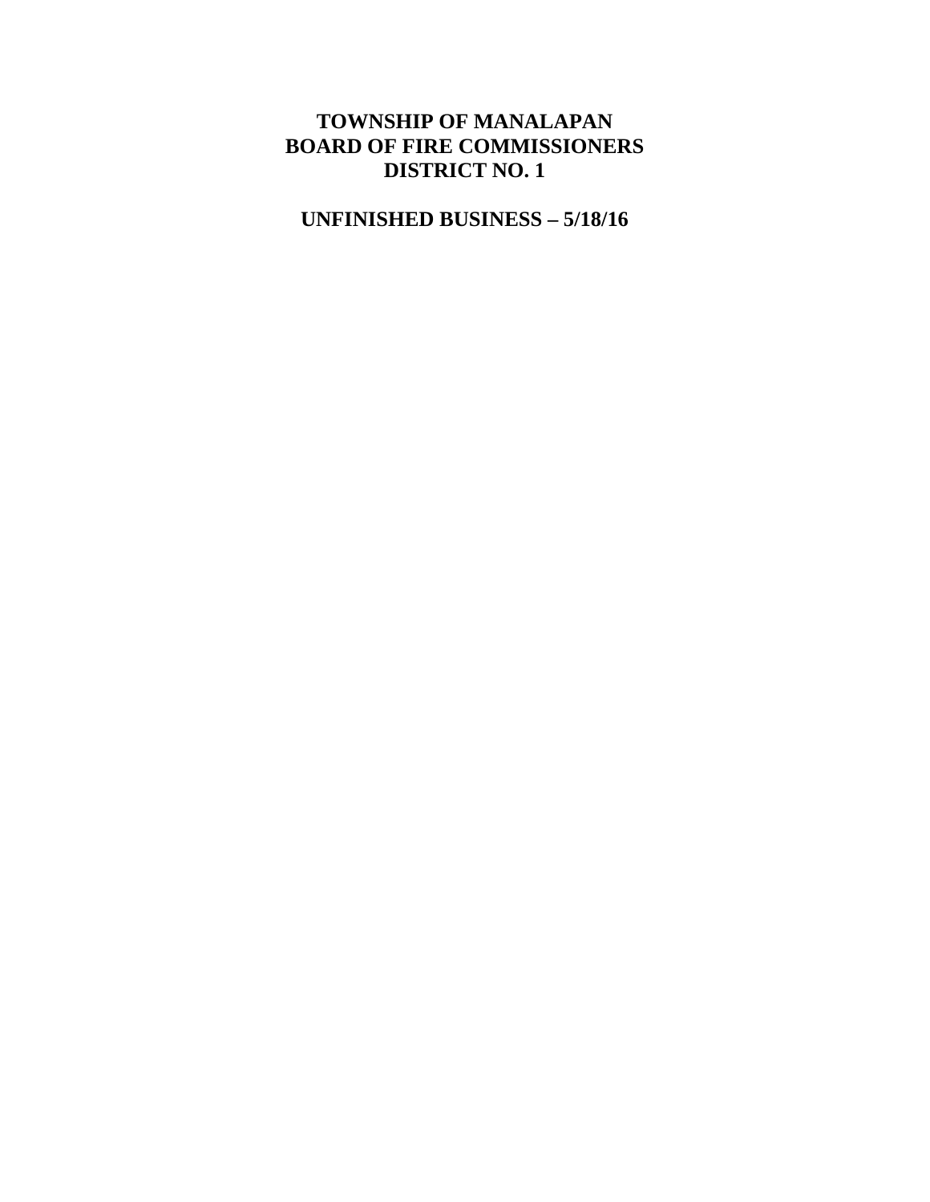# TOWNSHIP OF MANALAPAN
# BOARD OF FIRE COMMISSIONERS
# DISTRICT NO. 1

## UNFINISHED BUSINESS – 5/18/16